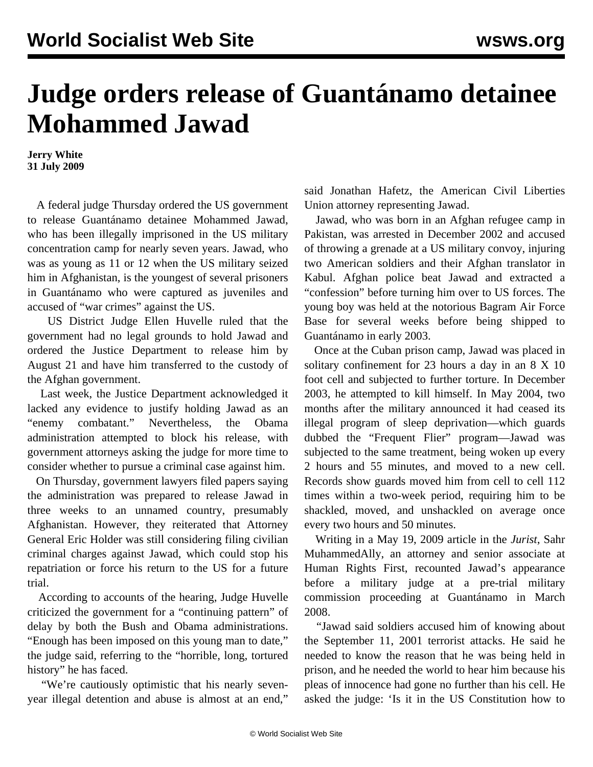# Judge orders release of Guantánamo detainee Mohammed Jawad

**Jerry White**
**31 July 2009**

A federal judge Thursday ordered the US government to release Guantánamo detainee Mohammed Jawad, who has been illegally imprisoned in the US military concentration camp for nearly seven years. Jawad, who was as young as 11 or 12 when the US military seized him in Afghanistan, is the youngest of several prisoners in Guantánamo who were captured as juveniles and accused of "war crimes" against the US.

US District Judge Ellen Huvelle ruled that the government had no legal grounds to hold Jawad and ordered the Justice Department to release him by August 21 and have him transferred to the custody of the Afghan government.

Last week, the Justice Department acknowledged it lacked any evidence to justify holding Jawad as an "enemy combatant." Nevertheless, the Obama administration attempted to block his release, with government attorneys asking the judge for more time to consider whether to pursue a criminal case against him.

On Thursday, government lawyers filed papers saying the administration was prepared to release Jawad in three weeks to an unnamed country, presumably Afghanistan. However, they reiterated that Attorney General Eric Holder was still considering filing civilian criminal charges against Jawad, which could stop his repatriation or force his return to the US for a future trial.

According to accounts of the hearing, Judge Huvelle criticized the government for a "continuing pattern" of delay by both the Bush and Obama administrations. "Enough has been imposed on this young man to date," the judge said, referring to the "horrible, long, tortured history" he has faced.

"We're cautiously optimistic that his nearly seven-year illegal detention and abuse is almost at an end," said Jonathan Hafetz, the American Civil Liberties Union attorney representing Jawad.

Jawad, who was born in an Afghan refugee camp in Pakistan, was arrested in December 2002 and accused of throwing a grenade at a US military convoy, injuring two American soldiers and their Afghan translator in Kabul. Afghan police beat Jawad and extracted a "confession" before turning him over to US forces. The young boy was held at the notorious Bagram Air Force Base for several weeks before being shipped to Guantánamo in early 2003.

Once at the Cuban prison camp, Jawad was placed in solitary confinement for 23 hours a day in an 8 X 10 foot cell and subjected to further torture. In December 2003, he attempted to kill himself. In May 2004, two months after the military announced it had ceased its illegal program of sleep deprivation—which guards dubbed the "Frequent Flier" program—Jawad was subjected to the same treatment, being woken up every 2 hours and 55 minutes, and moved to a new cell. Records show guards moved him from cell to cell 112 times within a two-week period, requiring him to be shackled, moved, and unshackled on average once every two hours and 50 minutes.

Writing in a May 19, 2009 article in the *Jurist*, Sahr MuhammedAlly, an attorney and senior associate at Human Rights First, recounted Jawad's appearance before a military judge at a pre-trial military commission proceeding at Guantánamo in March 2008.

"Jawad said soldiers accused him of knowing about the September 11, 2001 terrorist attacks. He said he needed to know the reason that he was being held in prison, and he needed the world to hear him because his pleas of innocence had gone no further than his cell. He asked the judge: 'Is it in the US Constitution how to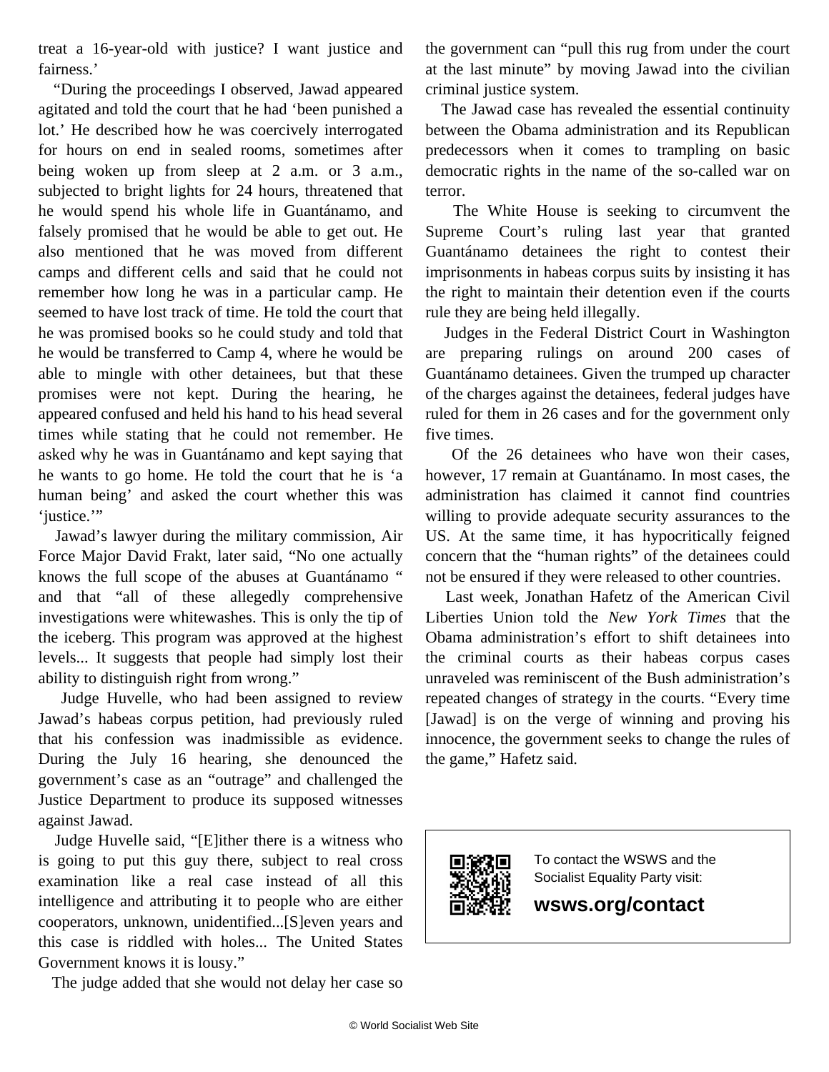treat a 16-year-old with justice? I want justice and fairness.'

"During the proceedings I observed, Jawad appeared agitated and told the court that he had 'been punished a lot.' He described how he was coercively interrogated for hours on end in sealed rooms, sometimes after being woken up from sleep at 2 a.m. or 3 a.m., subjected to bright lights for 24 hours, threatened that he would spend his whole life in Guantánamo, and falsely promised that he would be able to get out. He also mentioned that he was moved from different camps and different cells and said that he could not remember how long he was in a particular camp. He seemed to have lost track of time. He told the court that he was promised books so he could study and told that he would be transferred to Camp 4, where he would be able to mingle with other detainees, but that these promises were not kept. During the hearing, he appeared confused and held his hand to his head several times while stating that he could not remember. He asked why he was in Guantánamo and kept saying that he wants to go home. He told the court that he is 'a human being' and asked the court whether this was 'justice.'"

Jawad's lawyer during the military commission, Air Force Major David Frakt, later said, "No one actually knows the full scope of the abuses at Guantánamo " and that "all of these allegedly comprehensive investigations were whitewashes. This is only the tip of the iceberg. This program was approved at the highest levels... It suggests that people had simply lost their ability to distinguish right from wrong."

Judge Huvelle, who had been assigned to review Jawad's habeas corpus petition, had previously ruled that his confession was inadmissible as evidence. During the July 16 hearing, she denounced the government's case as an "outrage" and challenged the Justice Department to produce its supposed witnesses against Jawad.

Judge Huvelle said, "[E]ither there is a witness who is going to put this guy there, subject to real cross examination like a real case instead of all this intelligence and attributing it to people who are either cooperators, unknown, unidentified...[S]even years and this case is riddled with holes... The United States Government knows it is lousy."

The judge added that she would not delay her case so the government can "pull this rug from under the court at the last minute" by moving Jawad into the civilian criminal justice system.

The Jawad case has revealed the essential continuity between the Obama administration and its Republican predecessors when it comes to trampling on basic democratic rights in the name of the so-called war on terror.

The White House is seeking to circumvent the Supreme Court's ruling last year that granted Guantánamo detainees the right to contest their imprisonments in habeas corpus suits by insisting it has the right to maintain their detention even if the courts rule they are being held illegally.

Judges in the Federal District Court in Washington are preparing rulings on around 200 cases of Guantánamo detainees. Given the trumped up character of the charges against the detainees, federal judges have ruled for them in 26 cases and for the government only five times.

Of the 26 detainees who have won their cases, however, 17 remain at Guantánamo. In most cases, the administration has claimed it cannot find countries willing to provide adequate security assurances to the US. At the same time, it has hypocritically feigned concern that the "human rights" of the detainees could not be ensured if they were released to other countries.

Last week, Jonathan Hafetz of the American Civil Liberties Union told the *New York Times* that the Obama administration's effort to shift detainees into the criminal courts as their habeas corpus cases unraveled was reminiscent of the Bush administration's repeated changes of strategy in the courts. "Every time [Jawad] is on the verge of winning and proving his innocence, the government seeks to change the rules of the game," Hafetz said.

To contact the WSWS and the Socialist Equality Party visit:

**wsws.org/contact**